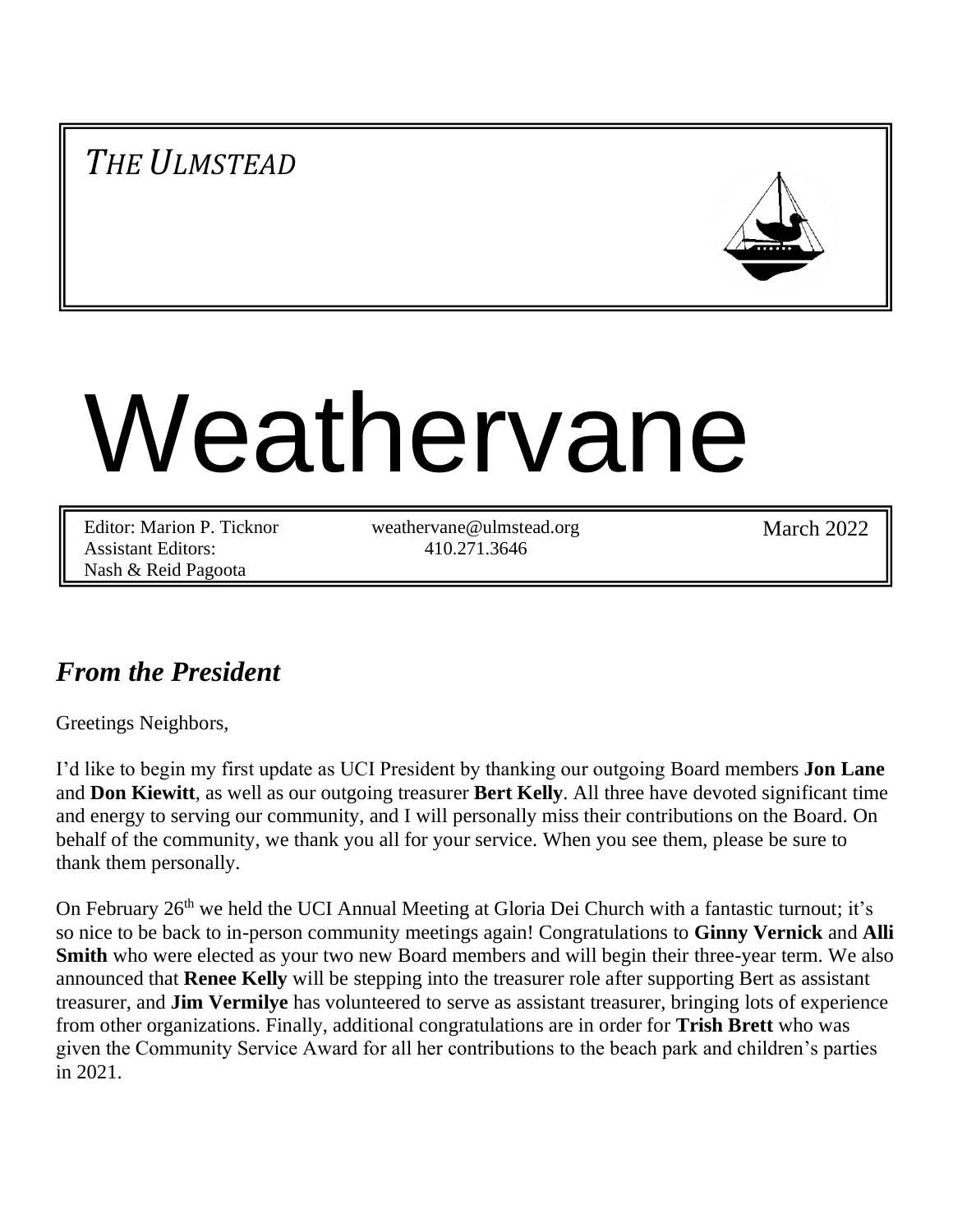*THE ULMSTEAD*

# Weathervane

Editor: Marion P. Ticknor
Assistant Editors:
Nash & Reid Pagoota

weathervane@ulmstead.org
410.271.3646

March 2022

## *From the President*

Greetings Neighbors,

I'd like to begin my first update as UCI President by thanking our outgoing Board members **Jon Lane** and **Don Kiewitt**, as well as our outgoing treasurer **Bert Kelly**. All three have devoted significant time and energy to serving our community, and I will personally miss their contributions on the Board. On behalf of the community, we thank you all for your service. When you see them, please be sure to thank them personally.

On February 26th we held the UCI Annual Meeting at Gloria Dei Church with a fantastic turnout; it's so nice to be back to in-person community meetings again! Congratulations to **Ginny Vernick** and **Alli Smith** who were elected as your two new Board members and will begin their three-year term. We also announced that **Renee Kelly** will be stepping into the treasurer role after supporting Bert as assistant treasurer, and **Jim Vermilye** has volunteered to serve as assistant treasurer, bringing lots of experience from other organizations. Finally, additional congratulations are in order for **Trish Brett** who was given the Community Service Award for all her contributions to the beach park and children's parties in 2021.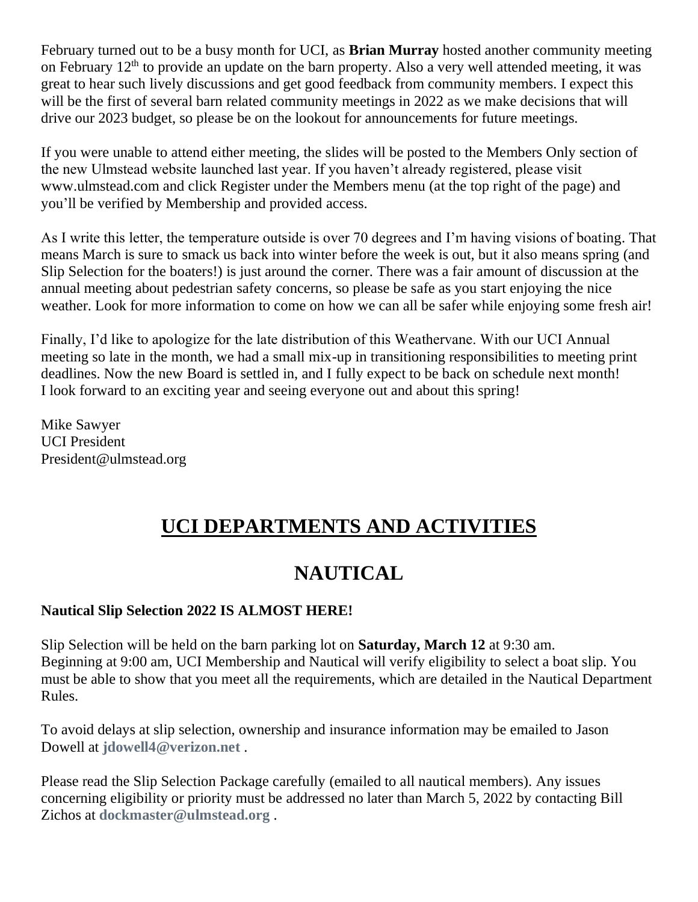February turned out to be a busy month for UCI, as **Brian Murray** hosted another community meeting on February 12th to provide an update on the barn property. Also a very well attended meeting, it was great to hear such lively discussions and get good feedback from community members. I expect this will be the first of several barn related community meetings in 2022 as we make decisions that will drive our 2023 budget, so please be on the lookout for announcements for future meetings.

If you were unable to attend either meeting, the slides will be posted to the Members Only section of the new Ulmstead website launched last year. If you haven't already registered, please visit www.ulmstead.com and click Register under the Members menu (at the top right of the page) and you'll be verified by Membership and provided access.

As I write this letter, the temperature outside is over 70 degrees and I'm having visions of boating. That means March is sure to smack us back into winter before the week is out, but it also means spring (and Slip Selection for the boaters!) is just around the corner. There was a fair amount of discussion at the annual meeting about pedestrian safety concerns, so please be safe as you start enjoying the nice weather. Look for more information to come on how we can all be safer while enjoying some fresh air!

Finally, I'd like to apologize for the late distribution of this Weathervane. With our UCI Annual meeting so late in the month, we had a small mix-up in transitioning responsibilities to meeting print deadlines. Now the new Board is settled in, and I fully expect to be back on schedule next month!
I look forward to an exciting year and seeing everyone out and about this spring!

Mike Sawyer
UCI President
President@ulmstead.org

# UCI DEPARTMENTS AND ACTIVITIES

# NAUTICAL

**Nautical Slip Selection 2022 IS ALMOST HERE!**

Slip Selection will be held on the barn parking lot on **Saturday, March 12** at 9:30 am.
Beginning at 9:00 am, UCI Membership and Nautical will verify eligibility to select a boat slip. You must be able to show that you meet all the requirements, which are detailed in the Nautical Department Rules.

To avoid delays at slip selection, ownership and insurance information may be emailed to Jason Dowell at **jdowell4@verizon.net** .

Please read the Slip Selection Package carefully (emailed to all nautical members). Any issues concerning eligibility or priority must be addressed no later than March 5, 2022 by contacting Bill Zichos at **dockmaster@ulmstead.org** .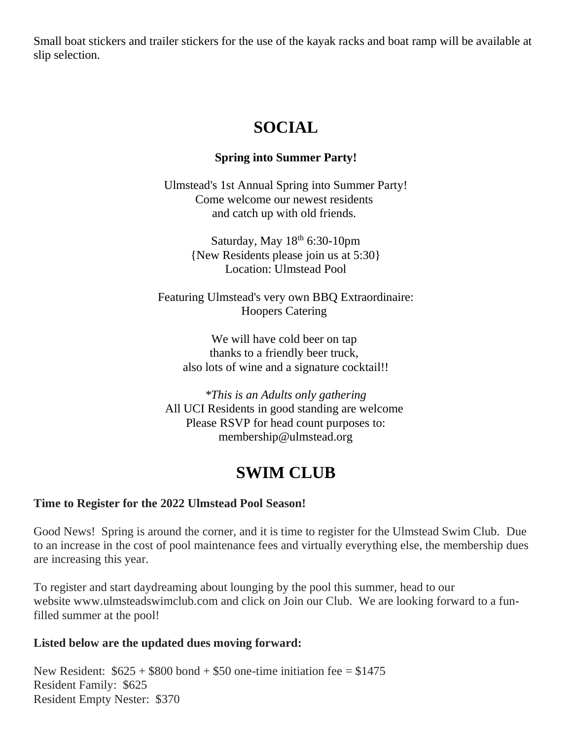Small boat stickers and trailer stickers for the use of the kayak racks and boat ramp will be available at slip selection.

# SOCIAL

**Spring into Summer Party!**

Ulmstead's 1st Annual Spring into Summer Party!
Come welcome our newest residents
and catch up with old friends.

Saturday, May 18th 6:30-10pm
{New Residents please join us at 5:30}
Location: Ulmstead Pool

Featuring Ulmstead's very own BBQ Extraordinaire:
Hoopers Catering

We will have cold beer on tap
thanks to a friendly beer truck,
also lots of wine and a signature cocktail!!

*\*This is an Adults only gathering*
All UCI Residents in good standing are welcome
Please RSVP for head count purposes to:
membership@ulmstead.org

# SWIM CLUB

**Time to Register for the 2022 Ulmstead Pool Season!**

Good News! Spring is around the corner, and it is time to register for the Ulmstead Swim Club. Due to an increase in the cost of pool maintenance fees and virtually everything else, the membership dues are increasing this year.

To register and start daydreaming about lounging by the pool this summer, head to our website www.ulmsteadswimclub.com and click on Join our Club. We are looking forward to a fun-filled summer at the pool!

**Listed below are the updated dues moving forward:**

New Resident: $625 + $800 bond + $50 one-time initiation fee = $1475
Resident Family: $625
Resident Empty Nester: $370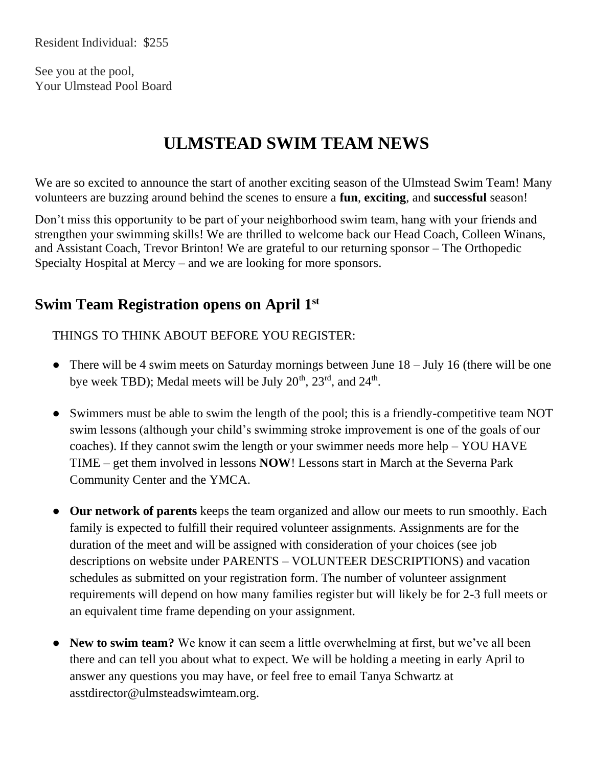Resident Individual: $255

See you at the pool,
Your Ulmstead Pool Board

# ULMSTEAD SWIM TEAM NEWS

We are so excited to announce the start of another exciting season of the Ulmstead Swim Team! Many volunteers are buzzing around behind the scenes to ensure a **fun**, **exciting**, and **successful** season!

Don't miss this opportunity to be part of your neighborhood swim team, hang with your friends and strengthen your swimming skills! We are thrilled to welcome back our Head Coach, Colleen Winans, and Assistant Coach, Trevor Brinton! We are grateful to our returning sponsor – The Orthopedic Specialty Hospital at Mercy – and we are looking for more sponsors.

## Swim Team Registration opens on April 1st

THINGS TO THINK ABOUT BEFORE YOU REGISTER:

- There will be 4 swim meets on Saturday mornings between June 18 – July 16 (there will be one bye week TBD); Medal meets will be July 20th, 23rd, and 24th.
- Swimmers must be able to swim the length of the pool; this is a friendly-competitive team NOT swim lessons (although your child's swimming stroke improvement is one of the goals of our coaches). If they cannot swim the length or your swimmer needs more help – YOU HAVE TIME – get them involved in lessons **NOW**! Lessons start in March at the Severna Park Community Center and the YMCA.
- **Our network of parents** keeps the team organized and allow our meets to run smoothly. Each family is expected to fulfill their required volunteer assignments. Assignments are for the duration of the meet and will be assigned with consideration of your choices (see job descriptions on website under PARENTS – VOLUNTEER DESCRIPTIONS) and vacation schedules as submitted on your registration form. The number of volunteer assignment requirements will depend on how many families register but will likely be for 2-3 full meets or an equivalent time frame depending on your assignment.
- **New to swim team?** We know it can seem a little overwhelming at first, but we've all been there and can tell you about what to expect. We will be holding a meeting in early April to answer any questions you may have, or feel free to email Tanya Schwartz at asstdirector@ulmsteadswimteam.org.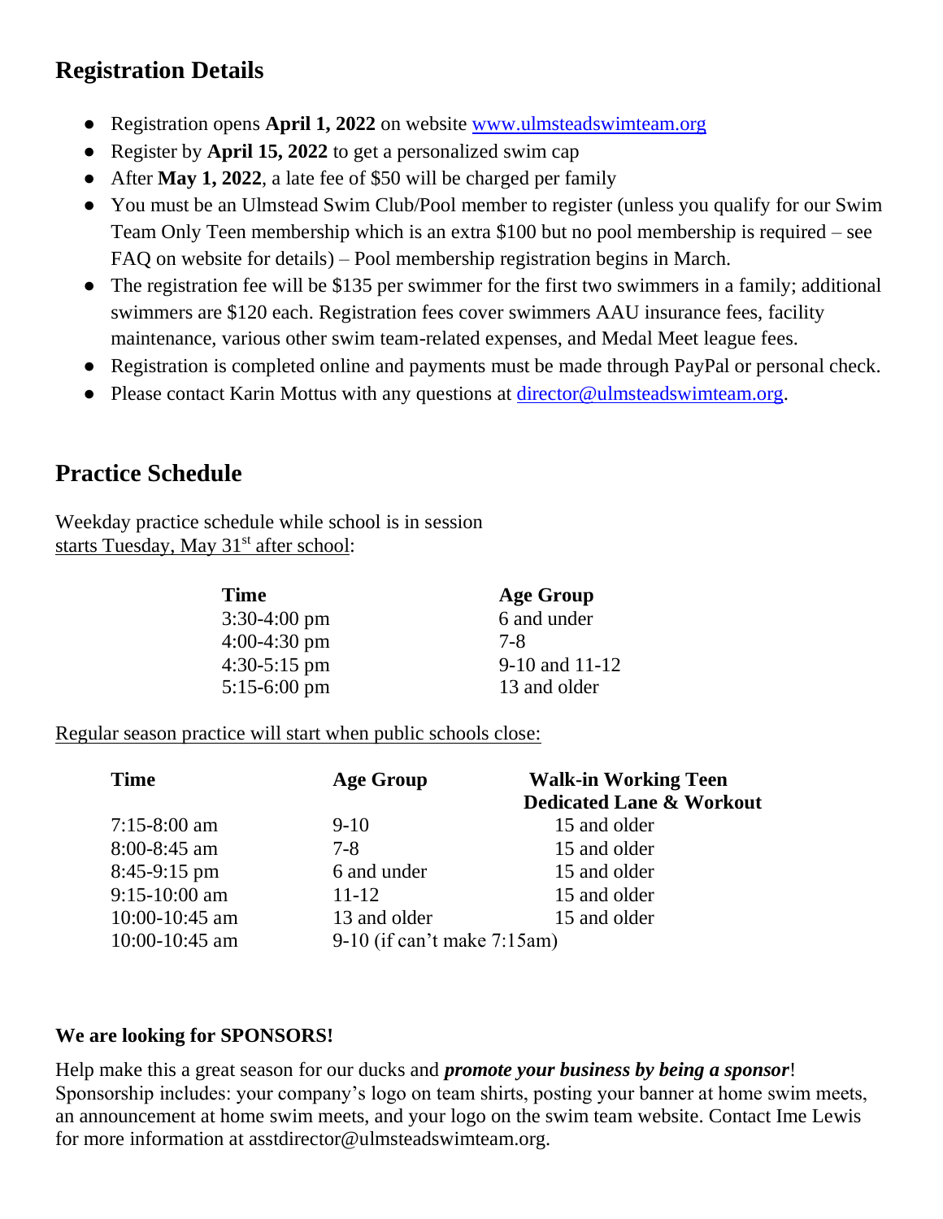## Registration Details

- Registration opens **April 1, 2022** on website [www.ulmsteadswimteam.org](http://www.ulmsteadswimteam.org)
- Register by **April 15, 2022** to get a personalized swim cap
- After **May 1, 2022**, a late fee of $50 will be charged per family
- You must be an Ulmstead Swim Club/Pool member to register (unless you qualify for our Swim Team Only Teen membership which is an extra $100 but no pool membership is required – see FAQ on website for details) – Pool membership registration begins in March.
- The registration fee will be $135 per swimmer for the first two swimmers in a family; additional swimmers are $120 each. Registration fees cover swimmers AAU insurance fees, facility maintenance, various other swim team-related expenses, and Medal Meet league fees.
- Registration is completed online and payments must be made through PayPal or personal check.
- Please contact Karin Mottus with any questions at [director@ulmsteadswimteam.org](mailto:director@ulmsteadswimteam.org).

## Practice Schedule

Weekday practice schedule while school is in session
starts Tuesday, May 31st after school:

| Time | Age Group |
|---|---|
| 3:30-4:00 pm | 6 and under |
| 4:00-4:30 pm | 7-8 |
| 4:30-5:15 pm | 9-10 and 11-12 |
| 5:15-6:00 pm | 13 and older |

Regular season practice will start when public schools close:

| Time | Age Group | Walk-in Working Teen Dedicated Lane & Workout |
|---|---|---|
| 7:15-8:00 am | 9-10 | 15 and older |
| 8:00-8:45 am | 7-8 | 15 and older |
| 8:45-9:15 pm | 6 and under | 15 and older |
| 9:15-10:00 am | 11-12 | 15 and older |
| 10:00-10:45 am | 13 and older | 15 and older |
| 10:00-10:45 am | 9-10 (if can't make 7:15am) | |

**We are looking for SPONSORS!**

Help make this a great season for our ducks and ***promote your business by being a sponsor***! Sponsorship includes: your company's logo on team shirts, posting your banner at home swim meets, an announcement at home swim meets, and your logo on the swim team website. Contact Ime Lewis for more information at asstdirector@ulmsteadswimteam.org.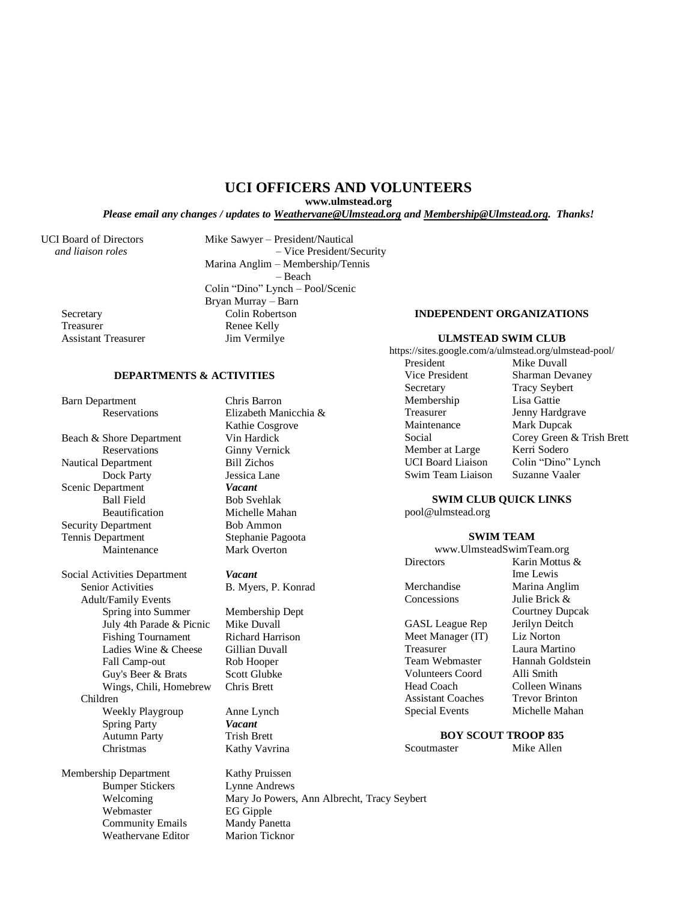# UCI OFFICERS AND VOLUNTEERS

**www.ulmstead.org**

***Please email any changes / updates to Weathervane@Ulmstead.org and Membership@Ulmstead.org. Thanks!***

| UCI Board of Directors *and liaison roles* | |
|---|---|
| | Mike Sawyer – President/Nautical |
| | – Vice President/Security |
| | Marina Anglim – Membership/Tennis |
| | – Beach |
| | Colin "Dino" Lynch – Pool/Scenic |
| | Bryan Murray – Barn |
| Secretary | Colin Robertson |
| Treasurer | Renee Kelly |
| Assistant Treasurer | Jim Vermilye |

### DEPARTMENTS & ACTIVITIES

| | |
|---|---|
| Barn Department | Chris Barron |
| Reservations | Elizabeth Manicchia & Kathie Cosgrove |
| Beach & Shore Department | Vin Hardick |
| Reservations | Ginny Vernick |
| Nautical Department | Bill Zichos |
| Dock Party | Jessica Lane |
| Scenic Department | ***Vacant*** |
| Ball Field | Bob Svehlak |
| Beautification | Michelle Mahan |
| Security Department | Bob Ammon |
| Tennis Department | Stephanie Pagoota |
| Maintenance | Mark Overton |
| Social Activities Department | ***Vacant*** |
| Senior Activities | B. Myers, P. Konrad |
| Adult/Family Events | |
| Spring into Summer | Membership Dept |
| July 4th Parade & Picnic | Mike Duvall |
| Fishing Tournament | Richard Harrison |
| Ladies Wine & Cheese | Gillian Duvall |
| Fall Camp-out | Rob Hooper |
| Guy's Beer & Brats | Scott Glubke |
| Wings, Chili, Homebrew | Chris Brett |
| Children | |
| Weekly Playgroup | Anne Lynch |
| Spring Party | ***Vacant*** |
| Autumn Party | Trish Brett |
| Christmas | Kathy Vavrina |
| Membership Department | Kathy Pruissen |
| Bumper Stickers | Lynne Andrews |
| Welcoming | Mary Jo Powers, Ann Albrecht, Tracy Seybert |
| Webmaster | EG Gipple |
| Community Emails | Mandy Panetta |
| Weathervane Editor | Marion Ticknor |

### INDEPENDENT ORGANIZATIONS

#### ULMSTEAD SWIM CLUB

https://sites.google.com/a/ulmstead.org/ulmstead-pool/

| | |
|---|---|
| President | Mike Duvall |
| Vice President | Sharman Devaney |
| Secretary | Tracy Seybert |
| Membership | Lisa Gattie |
| Treasurer | Jenny Hardgrave |
| Maintenance | Mark Dupcak |
| Social | Corey Green & Trish Brett |
| Member at Large | Kerri Sodero |
| UCI Board Liaison | Colin "Dino" Lynch |
| Swim Team Liaison | Suzanne Vaaler |

#### SWIM CLUB QUICK LINKS

pool@ulmstead.org

#### SWIM TEAM

www.UlmsteadSwimTeam.org

| | |
|---|---|
| Directors | Karin Mottus & Ime Lewis |
| Merchandise | Marina Anglim |
| Concessions | Julie Brick & Courtney Dupcak |
| GASL League Rep | Jerilyn Deitch |
| Meet Manager (IT) | Liz Norton |
| Treasurer | Laura Martino |
| Team Webmaster | Hannah Goldstein |
| Volunteers Coord | Alli Smith |
| Head Coach | Colleen Winans |
| Assistant Coaches | Trevor Brinton |
| Special Events | Michelle Mahan |

#### BOY SCOUT TROOP 835

| | |
|---|---|
| Scoutmaster | Mike Allen |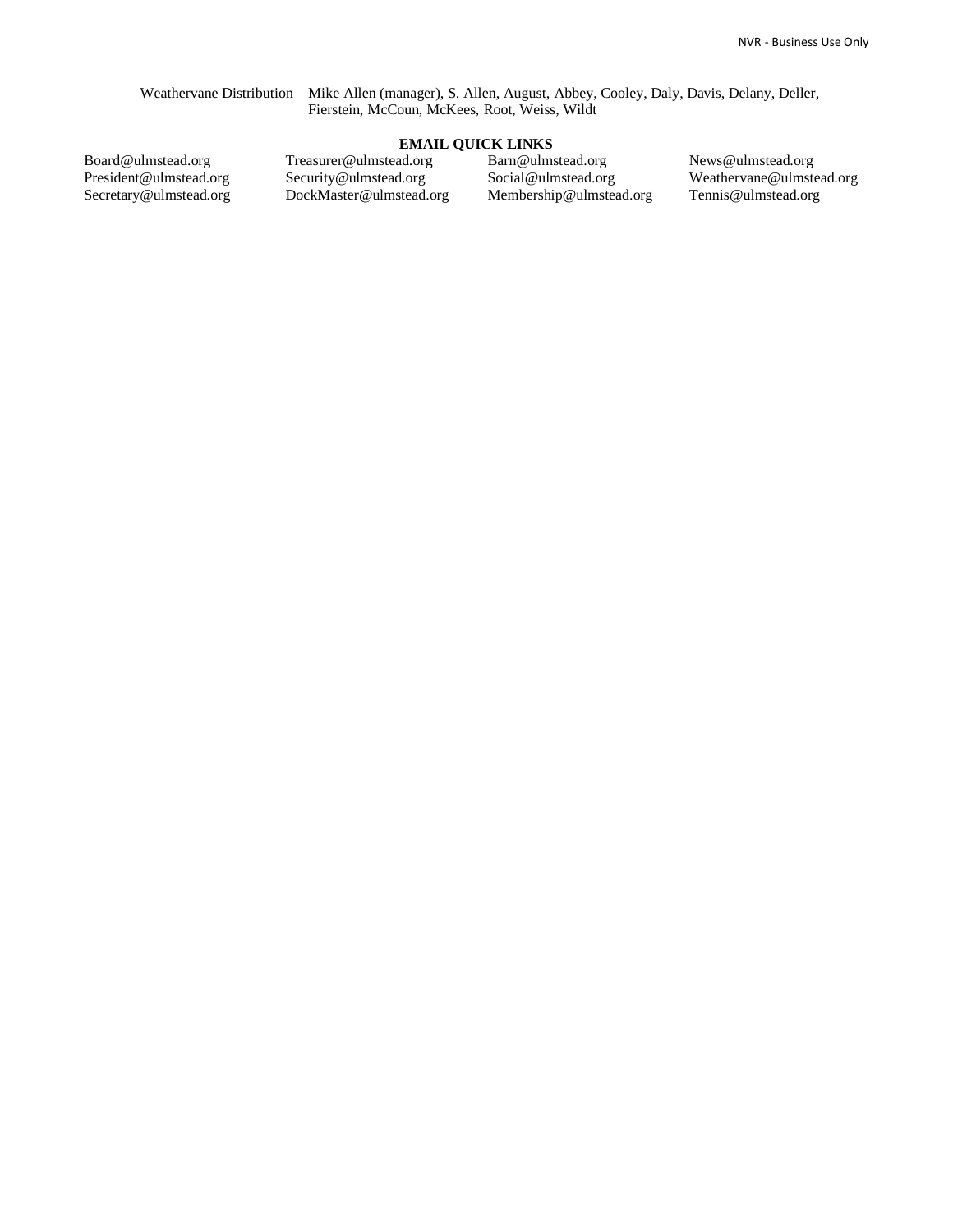Weathervane Distribution  Mike Allen (manager), S. Allen, August, Abbey, Cooley, Daly, Davis, Delany, Deller, Fierstein, McCoun, McKees, Root, Weiss, Wildt

**EMAIL QUICK LINKS**

| | | | |
|---|---|---|---|
| Board@ulmstead.org | Treasurer@ulmstead.org | Barn@ulmstead.org | News@ulmstead.org |
| President@ulmstead.org | Security@ulmstead.org | Social@ulmstead.org | Weathervane@ulmstead.org |
| Secretary@ulmstead.org | DockMaster@ulmstead.org | Membership@ulmstead.org | Tennis@ulmstead.org |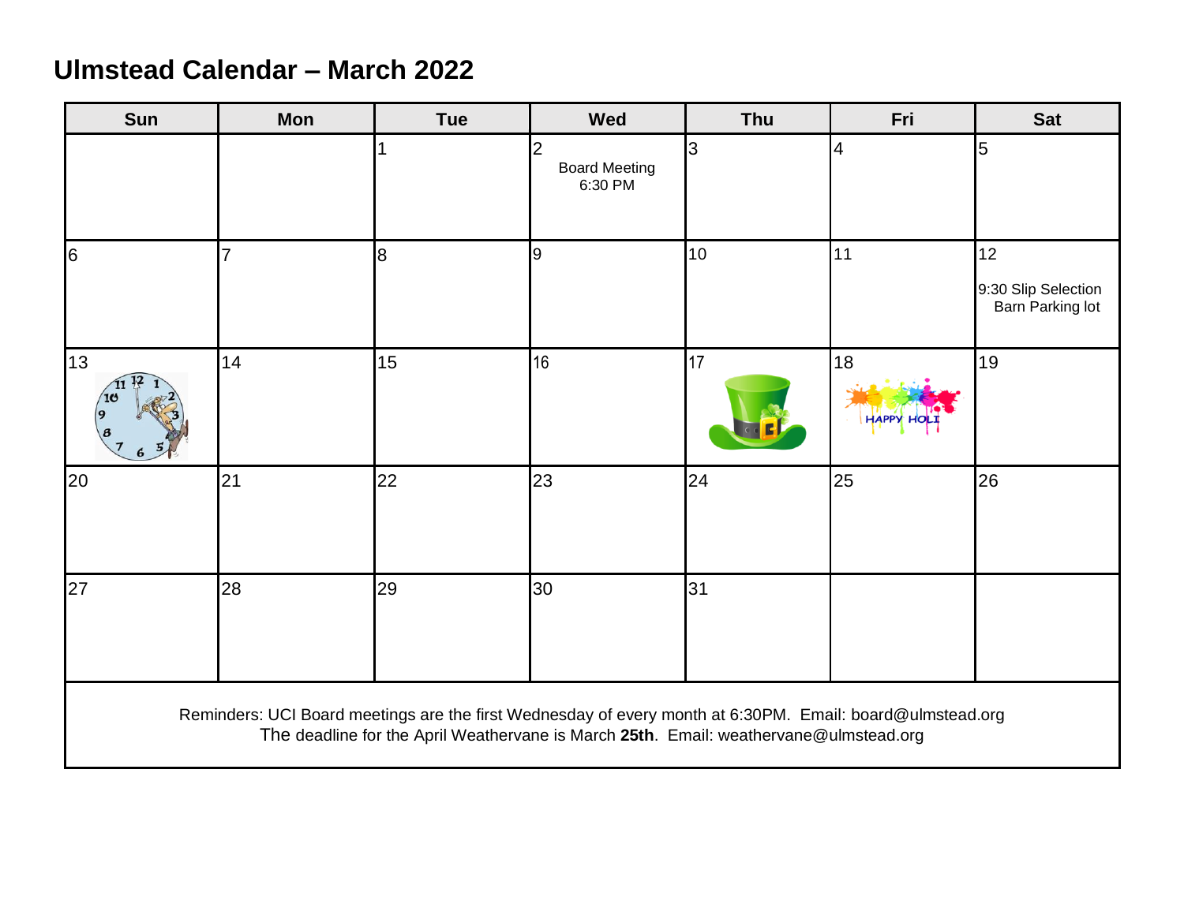# Ulmstead Calendar – March 2022

| Sun | Mon | Tue | Wed | Thu | Fri | Sat |
| --- | --- | --- | --- | --- | --- | --- |
| | | 1 | 2 Board Meeting 6:30 PM | 3 | 4 | 5 |
| 6 | 7 | 8 | 9 | 10 | 11 | 12 9:30 Slip Selection Barn Parking lot |
| 13 | 14 | 15 | 16 | 17 | 18 HAPPY HOLI | 19 |
| 20 | 21 | 22 | 23 | 24 | 25 | 26 |
| 27 | 28 | 29 | 30 | 31 | | |

Reminders: UCI Board meetings are the first Wednesday of every month at 6:30PM. Email: board@ulmstead.org
The deadline for the April Weathervane is March **25th**. Email: weathervane@ulmstead.org